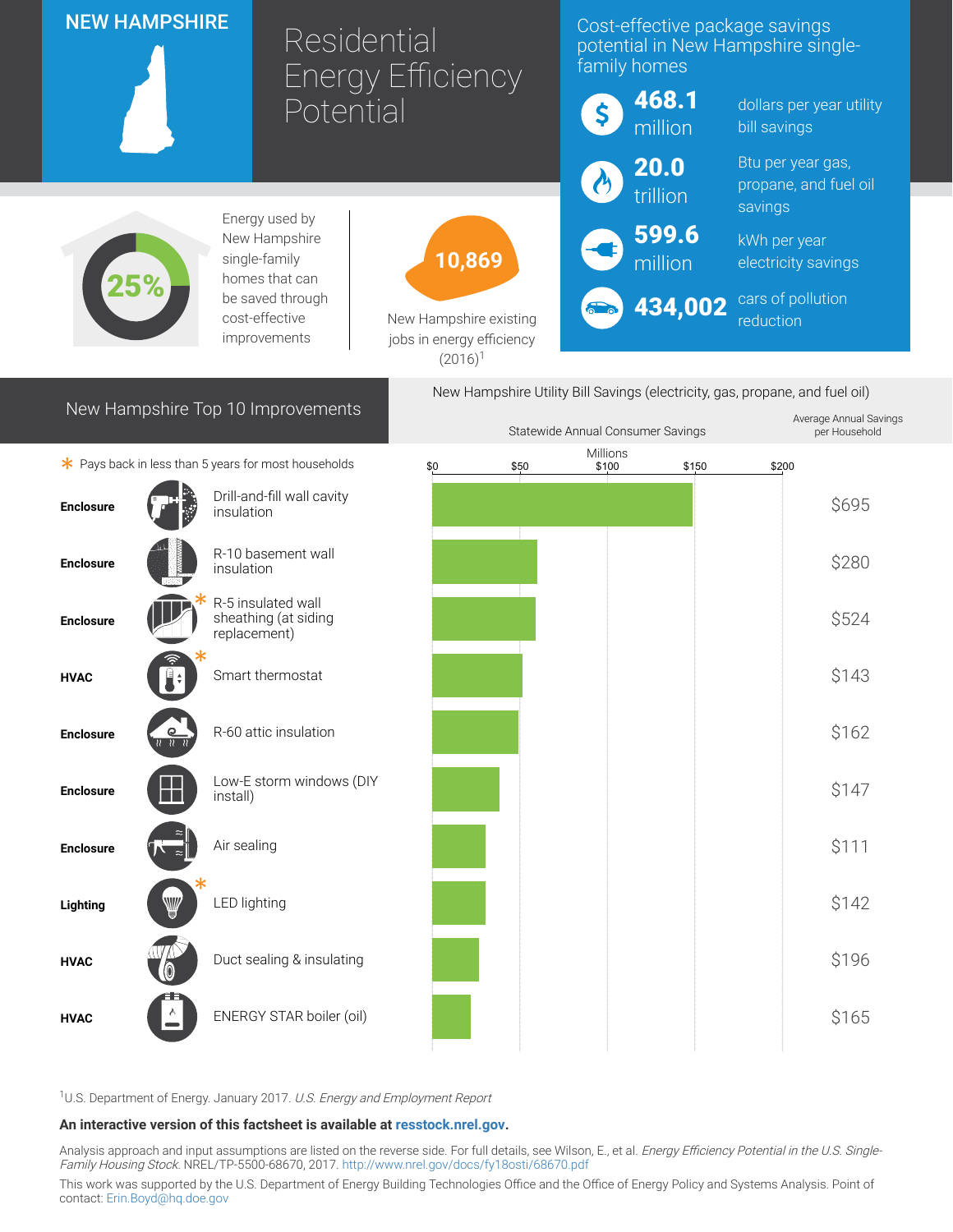# NEW HAMPSHIRE

# Residential Energy Efficiency Potential

## Cost-effective package savings potential in New Hampshire single-family homes

- **468.1** million — dollars per year utility bill savings
- **20.0** trillion — Btu per year gas, propane, and fuel oil savings
- **599.6** million — kWh per year electricity savings
- **434,002** — cars of pollution reduction

**25%** — Energy used by New Hampshire single-family homes that can be saved through cost-effective improvements

**10,869** — New Hampshire existing jobs in energy efficiency (2016)[1]

## New Hampshire Top 10 Improvements

\* Pays back in less than 5 years for most households

New Hampshire Utility Bill Savings (electricity, gas, propane, and fuel oil)

| Category | Improvement | Statewide Annual Consumer Savings (Millions, approx.) | Average Annual Savings per Household |
|---|---|---|---|
| Enclosure | Drill-and-fill wall cavity insulation | ~$149 | $695 |
| Enclosure | R-10 basement wall insulation | ~$60 | $280 |
| Enclosure | R-5 insulated wall sheathing (at siding replacement) * | ~$59 | $524 |
| HVAC | Smart thermostat * | ~$52 | $143 |
| Enclosure | R-60 attic insulation | ~$49 | $162 |
| Enclosure | Low-E storm windows (DIY install) | ~$38 | $147 |
| Enclosure | Air sealing | ~$31 | $111 |
| Lighting | LED lighting * | ~$31 | $142 |
| HVAC | Duct sealing & insulating | ~$27 | $196 |
| HVAC | ENERGY STAR boiler (oil) | ~$22 | $165 |

[1]U.S. Department of Energy. January 2017. *U.S. Energy and Employment Report*

**An interactive version of this factsheet is available at resstock.nrel.gov.**

Analysis approach and input assumptions are listed on the reverse side. For full details, see Wilson, E., et al. *Energy Efficiency Potential in the U.S. Single-Family Housing Stock*. NREL/TP-5500-68670, 2017. http://www.nrel.gov/docs/fy18osti/68670.pdf

This work was supported by the U.S. Department of Energy Building Technologies Office and the Office of Energy Policy and Systems Analysis. Point of contact: Erin.Boyd@hq.doe.gov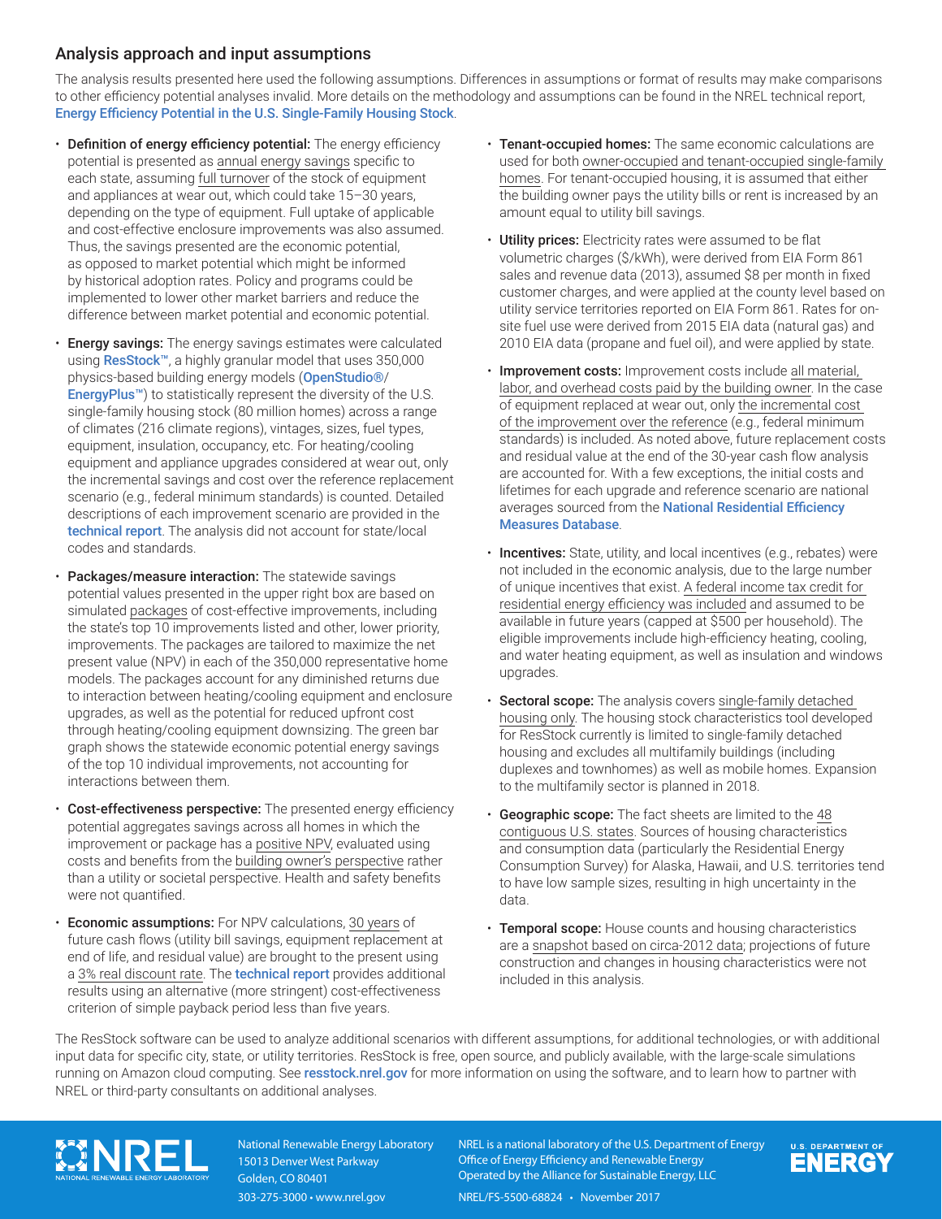## Analysis approach and input assumptions

The analysis results presented here used the following assumptions. Differences in assumptions or format of results may make comparisons to other efficiency potential analyses invalid. More details on the methodology and assumptions can be found in the NREL technical report, Energy Efficiency Potential in the U.S. Single-Family Housing Stock.

- **Definition of energy efficiency potential:** The energy efficiency potential is presented as annual energy savings specific to each state, assuming full turnover of the stock of equipment and appliances at wear out, which could take 15–30 years, depending on the type of equipment. Full uptake of applicable and cost-effective enclosure improvements was also assumed. Thus, the savings presented are the economic potential, as opposed to market potential which might be informed by historical adoption rates. Policy and programs could be implemented to lower other market barriers and reduce the difference between market potential and economic potential.
- **Energy savings:** The energy savings estimates were calculated using ResStock™, a highly granular model that uses 350,000 physics-based building energy models (OpenStudio®/ EnergyPlus™) to statistically represent the diversity of the U.S. single-family housing stock (80 million homes) across a range of climates (216 climate regions), vintages, sizes, fuel types, equipment, insulation, occupancy, etc. For heating/cooling equipment and appliance upgrades considered at wear out, only the incremental savings and cost over the reference replacement scenario (e.g., federal minimum standards) is counted. Detailed descriptions of each improvement scenario are provided in the technical report. The analysis did not account for state/local codes and standards.
- **Packages/measure interaction:** The statewide savings potential values presented in the upper right box are based on simulated packages of cost-effective improvements, including the state's top 10 improvements listed and other, lower priority, improvements. The packages are tailored to maximize the net present value (NPV) in each of the 350,000 representative home models. The packages account for any diminished returns due to interaction between heating/cooling equipment and enclosure upgrades, as well as the potential for reduced upfront cost through heating/cooling equipment downsizing. The green bar graph shows the statewide economic potential energy savings of the top 10 individual improvements, not accounting for interactions between them.
- **Cost-effectiveness perspective:** The presented energy efficiency potential aggregates savings across all homes in which the improvement or package has a positive NPV, evaluated using costs and benefits from the building owner's perspective rather than a utility or societal perspective. Health and safety benefits were not quantified.
- **Economic assumptions:** For NPV calculations, 30 years of future cash flows (utility bill savings, equipment replacement at end of life, and residual value) are brought to the present using a 3% real discount rate. The technical report provides additional results using an alternative (more stringent) cost-effectiveness criterion of simple payback period less than five years.
- **Tenant-occupied homes:** The same economic calculations are used for both owner-occupied and tenant-occupied single-family homes. For tenant-occupied housing, it is assumed that either the building owner pays the utility bills or rent is increased by an amount equal to utility bill savings.
- **Utility prices:** Electricity rates were assumed to be flat volumetric charges ($/kWh), were derived from EIA Form 861 sales and revenue data (2013), assumed $8 per month in fixed customer charges, and were applied at the county level based on utility service territories reported on EIA Form 861. Rates for on-site fuel use were derived from 2015 EIA data (natural gas) and 2010 EIA data (propane and fuel oil), and were applied by state.
- **Improvement costs:** Improvement costs include all material, labor, and overhead costs paid by the building owner. In the case of equipment replaced at wear out, only the incremental cost of the improvement over the reference (e.g., federal minimum standards) is included. As noted above, future replacement costs and residual value at the end of the 30-year cash flow analysis are accounted for. With a few exceptions, the initial costs and lifetimes for each upgrade and reference scenario are national averages sourced from the National Residential Efficiency Measures Database.
- **Incentives:** State, utility, and local incentives (e.g., rebates) were not included in the economic analysis, due to the large number of unique incentives that exist. A federal income tax credit for residential energy efficiency was included and assumed to be available in future years (capped at $500 per household). The eligible improvements include high-efficiency heating, cooling, and water heating equipment, as well as insulation and windows upgrades.
- **Sectoral scope:** The analysis covers single-family detached housing only. The housing stock characteristics tool developed for ResStock currently is limited to single-family detached housing and excludes all multifamily buildings (including duplexes and townhomes) as well as mobile homes. Expansion to the multifamily sector is planned in 2018.
- **Geographic scope:** The fact sheets are limited to the 48 contiguous U.S. states. Sources of housing characteristics and consumption data (particularly the Residential Energy Consumption Survey) for Alaska, Hawaii, and U.S. territories tend to have low sample sizes, resulting in high uncertainty in the data.
- **Temporal scope:** House counts and housing characteristics are a snapshot based on circa-2012 data; projections of future construction and changes in housing characteristics were not included in this analysis.

The ResStock software can be used to analyze additional scenarios with different assumptions, for additional technologies, or with additional input data for specific city, state, or utility territories. ResStock is free, open source, and publicly available, with the large-scale simulations running on Amazon cloud computing. See resstock.nrel.gov for more information on using the software, and to learn how to partner with NREL or third-party consultants on additional analyses.

NREL
NATIONAL RENEWABLE ENERGY LABORATORY

National Renewable Energy Laboratory
15013 Denver West Parkway
Golden, CO 80401
303-275-3000 • www.nrel.gov

NREL is a national laboratory of the U.S. Department of Energy
Office of Energy Efficiency and Renewable Energy
Operated by the Alliance for Sustainable Energy, LLC

NREL/FS-5500-68824 • November 2017

U.S. DEPARTMENT OF ENERGY